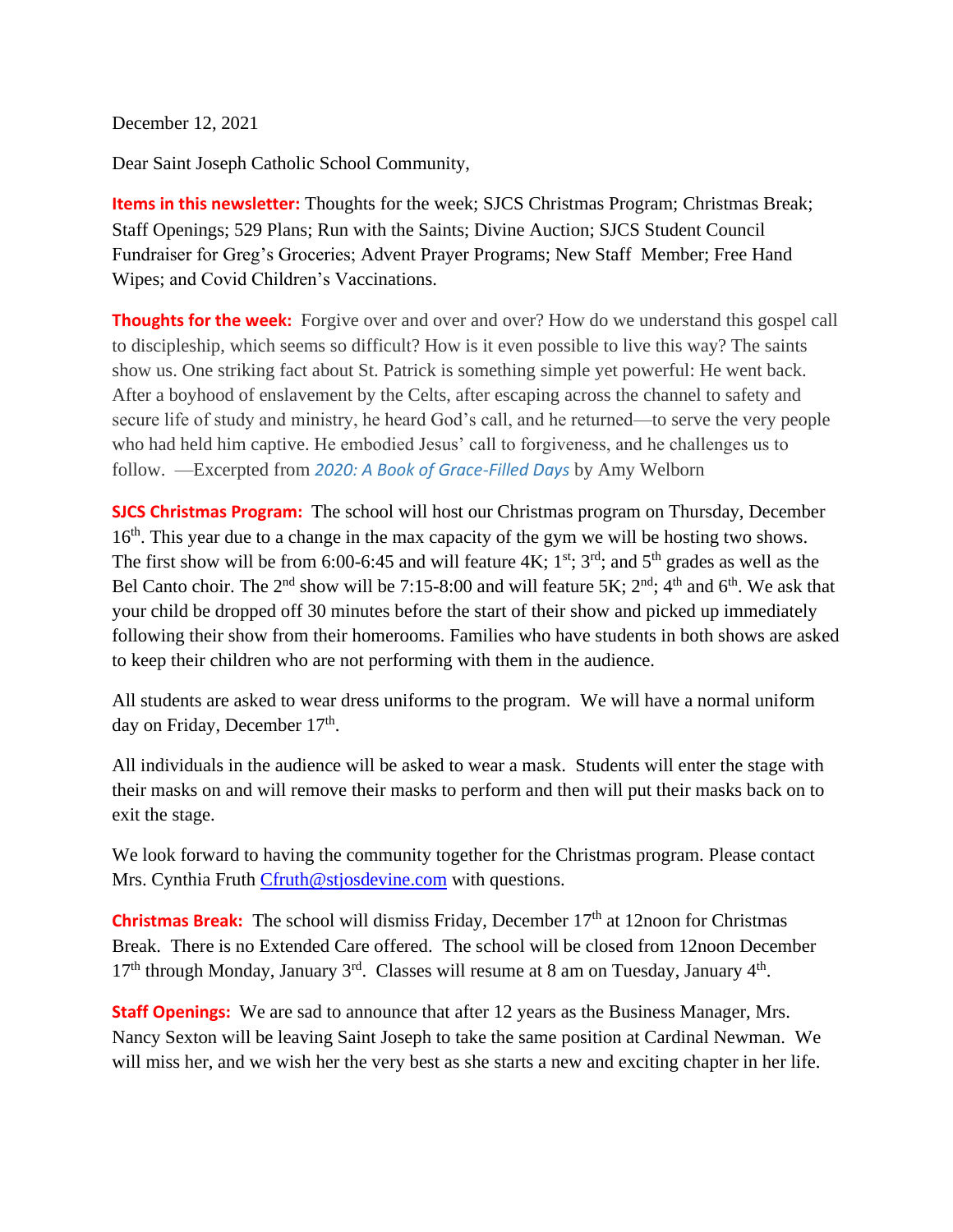December 12, 2021

Dear Saint Joseph Catholic School Community,

**Items in this newsletter:** Thoughts for the week; SJCS Christmas Program; Christmas Break; Staff Openings; 529 Plans; Run with the Saints; Divine Auction; SJCS Student Council Fundraiser for Greg's Groceries; Advent Prayer Programs; New Staff Member; Free Hand Wipes; and Covid Children's Vaccinations.

**Thoughts for the week:** Forgive over and over and over? How do we understand this gospel call to discipleship, which seems so difficult? How is it even possible to live this way? The saints show us. One striking fact about St. Patrick is something simple yet powerful: He went back. After a boyhood of enslavement by the Celts, after escaping across the channel to safety and secure life of study and ministry, he heard God's call, and he returned—to serve the very people who had held him captive. He embodied Jesus' call to forgiveness, and he challenges us to follow. —Excerpted from *2020: A Book of Grace-Filled Days* by Amy Welborn

**SJCS Christmas Program:** The school will host our Christmas program on Thursday, December 16th. This year due to a change in the max capacity of the gym we will be hosting two shows. The first show will be from 6:00-6:45 and will feature 4K; 1st; 3rd; and 5th grades as well as the Bel Canto choir. The 2nd show will be 7:15-8:00 and will feature 5K; 2nd; 4th and 6th. We ask that your child be dropped off 30 minutes before the start of their show and picked up immediately following their show from their homerooms. Families who have students in both shows are asked to keep their children who are not performing with them in the audience.

All students are asked to wear dress uniforms to the program. We will have a normal uniform day on Friday, December 17th.

All individuals in the audience will be asked to wear a mask. Students will enter the stage with their masks on and will remove their masks to perform and then will put their masks back on to exit the stage.

We look forward to having the community together for the Christmas program. Please contact Mrs. Cynthia Fruth [Cfruth@stjosdevine.com](mailto:Cfruth@stjosdevine.com) with questions.

**Christmas Break:** The school will dismiss Friday, December 17th at 12noon for Christmas Break. There is no Extended Care offered. The school will be closed from 12noon December 17th through Monday, January 3rd. Classes will resume at 8 am on Tuesday, January 4th.

**Staff Openings:** We are sad to announce that after 12 years as the Business Manager, Mrs. Nancy Sexton will be leaving Saint Joseph to take the same position at Cardinal Newman. We will miss her, and we wish her the very best as she starts a new and exciting chapter in her life.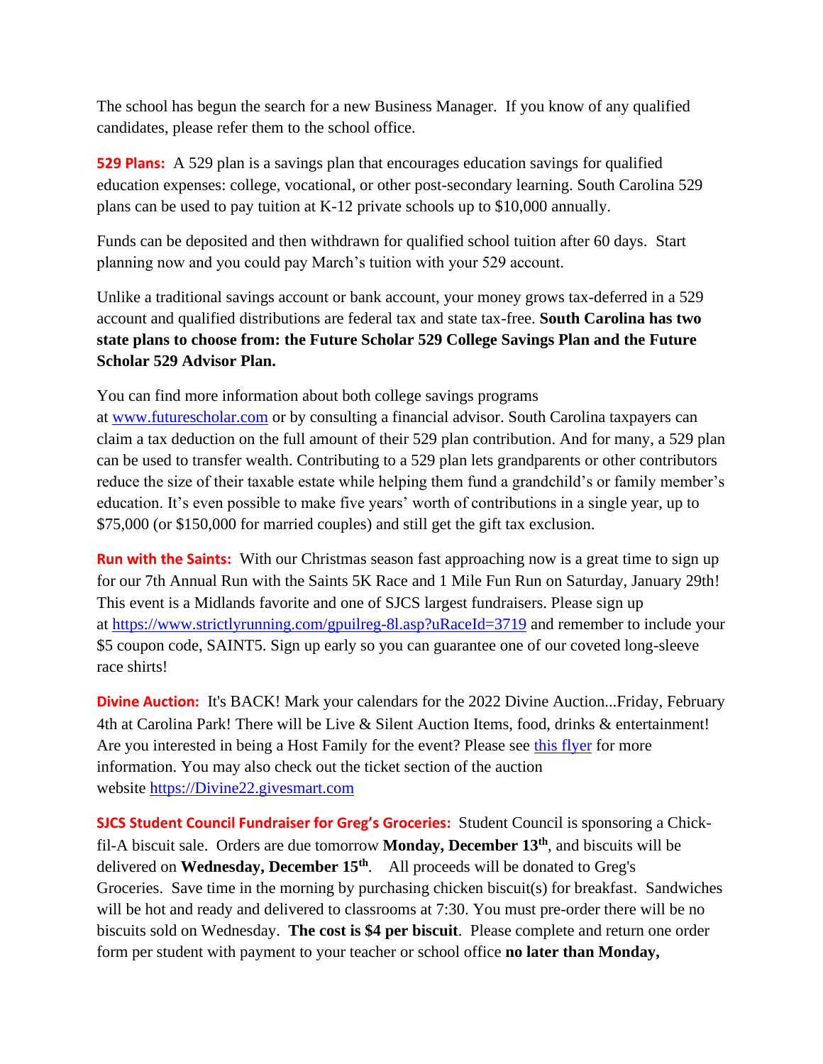The school has begun the search for a new Business Manager. If you know of any qualified candidates, please refer them to the school office.

**529 Plans:** A 529 plan is a savings plan that encourages education savings for qualified education expenses: college, vocational, or other post-secondary learning. South Carolina 529 plans can be used to pay tuition at K-12 private schools up to $10,000 annually.

Funds can be deposited and then withdrawn for qualified school tuition after 60 days. Start planning now and you could pay March's tuition with your 529 account.

Unlike a traditional savings account or bank account, your money grows tax-deferred in a 529 account and qualified distributions are federal tax and state tax-free. **South Carolina has two state plans to choose from: the Future Scholar 529 College Savings Plan and the Future Scholar 529 Advisor Plan.**

You can find more information about both college savings programs at [www.futurescholar.com](http://www.futurescholar.com) or by consulting a financial advisor. South Carolina taxpayers can claim a tax deduction on the full amount of their 529 plan contribution. And for many, a 529 plan can be used to transfer wealth. Contributing to a 529 plan lets grandparents or other contributors reduce the size of their taxable estate while helping them fund a grandchild's or family member's education. It's even possible to make five years' worth of contributions in a single year, up to $75,000 (or $150,000 for married couples) and still get the gift tax exclusion.

**Run with the Saints:** With our Christmas season fast approaching now is a great time to sign up for our 7th Annual Run with the Saints 5K Race and 1 Mile Fun Run on Saturday, January 29th! This event is a Midlands favorite and one of SJCS largest fundraisers. Please sign up at [https://www.strictlyrunning.com/gpuilreg-8l.asp?uRaceId=3719](https://www.strictlyrunning.com/gpuilreg-8l.asp?uRaceId=3719) and remember to include your $5 coupon code, SAINT5. Sign up early so you can guarantee one of our coveted long-sleeve race shirts!

**Divine Auction:** It's BACK! Mark your calendars for the 2022 Divine Auction...Friday, February 4th at Carolina Park! There will be Live & Silent Auction Items, food, drinks & entertainment! Are you interested in being a Host Family for the event? Please see this flyer for more information. You may also check out the ticket section of the auction website [https://Divine22.givesmart.com](https://Divine22.givesmart.com)

**SJCS Student Council Fundraiser for Greg's Groceries:** Student Council is sponsoring a Chick-fil-A biscuit sale. Orders are due tomorrow **Monday, December 13th**, and biscuits will be delivered on **Wednesday, December 15th**. All proceeds will be donated to Greg's Groceries. Save time in the morning by purchasing chicken biscuit(s) for breakfast. Sandwiches will be hot and ready and delivered to classrooms at 7:30. You must pre-order there will be no biscuits sold on Wednesday. **The cost is $4 per biscuit**. Please complete and return one order form per student with payment to your teacher or school office **no later than Monday,**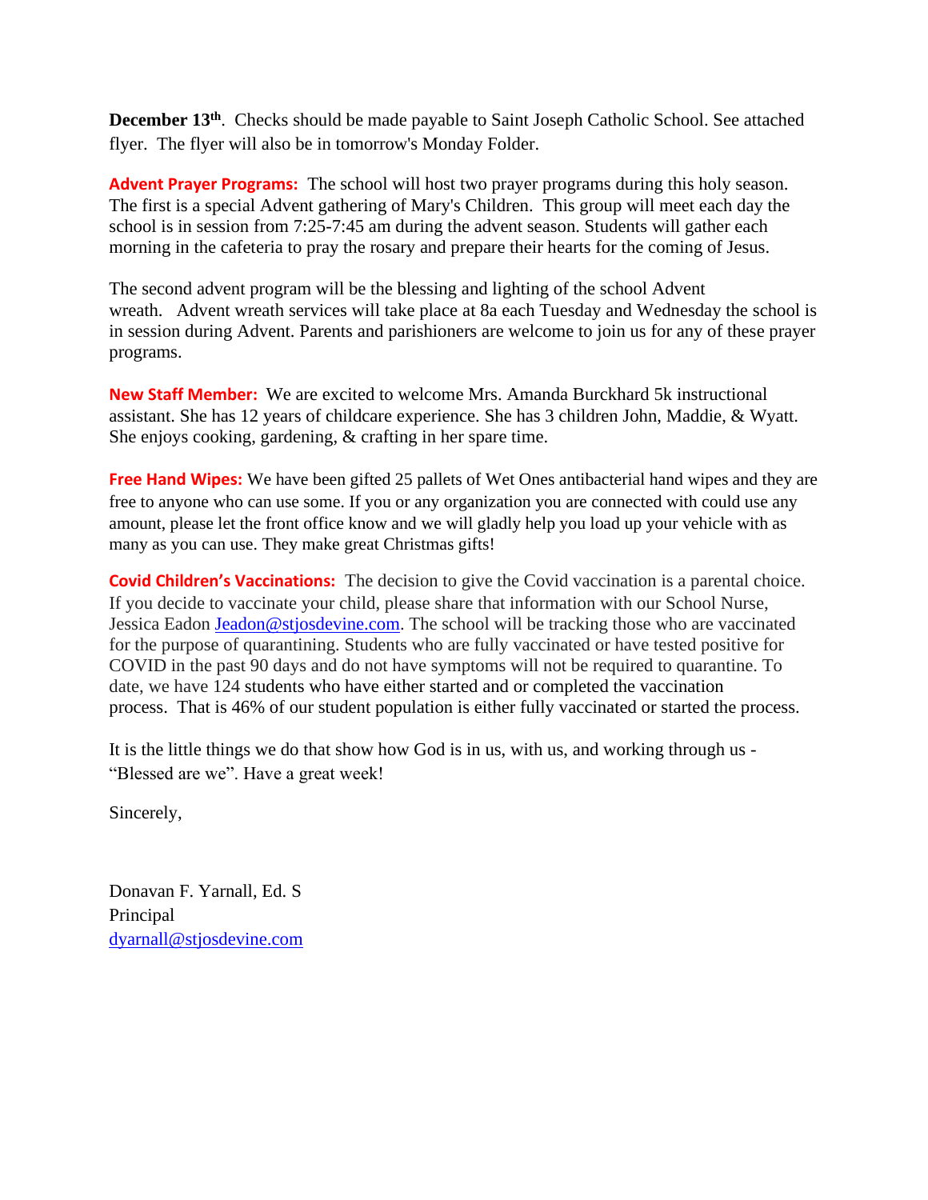**December 13th**. Checks should be made payable to Saint Joseph Catholic School. See attached flyer. The flyer will also be in tomorrow's Monday Folder.

**Advent Prayer Programs:** The school will host two prayer programs during this holy season. The first is a special Advent gathering of Mary's Children. This group will meet each day the school is in session from 7:25-7:45 am during the advent season. Students will gather each morning in the cafeteria to pray the rosary and prepare their hearts for the coming of Jesus.

The second advent program will be the blessing and lighting of the school Advent wreath. Advent wreath services will take place at 8a each Tuesday and Wednesday the school is in session during Advent. Parents and parishioners are welcome to join us for any of these prayer programs.

**New Staff Member:** We are excited to welcome Mrs. Amanda Burckhard 5k instructional assistant. She has 12 years of childcare experience. She has 3 children John, Maddie, & Wyatt. She enjoys cooking, gardening, & crafting in her spare time.

**Free Hand Wipes:** We have been gifted 25 pallets of Wet Ones antibacterial hand wipes and they are free to anyone who can use some. If you or any organization you are connected with could use any amount, please let the front office know and we will gladly help you load up your vehicle with as many as you can use. They make great Christmas gifts!

**Covid Children's Vaccinations:** The decision to give the Covid vaccination is a parental choice. If you decide to vaccinate your child, please share that information with our School Nurse, Jessica Eadon Jeadon@stjosdevine.com. The school will be tracking those who are vaccinated for the purpose of quarantining. Students who are fully vaccinated or have tested positive for COVID in the past 90 days and do not have symptoms will not be required to quarantine. To date, we have 124 students who have either started and or completed the vaccination process. That is 46% of our student population is either fully vaccinated or started the process.

It is the little things we do that show how God is in us, with us, and working through us - "Blessed are we". Have a great week!

Sincerely,

Donavan F. Yarnall, Ed. S
Principal
dyarnall@stjosdevine.com